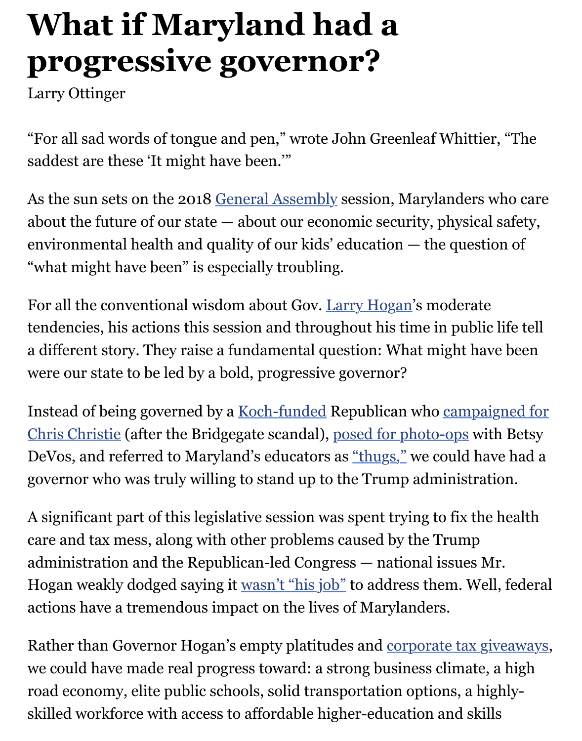# What if Maryland had a progressive governor?

Larry Ottinger

"For all sad words of tongue and pen," wrote John Greenleaf Whittier, "The saddest are these 'It might have been.'"

As the sun sets on the 2018 General Assembly session, Marylanders who care about the future of our state — about our economic security, physical safety, environmental health and quality of our kids' education — the question of "what might have been" is especially troubling.

For all the conventional wisdom about Gov. Larry Hogan's moderate tendencies, his actions this session and throughout his time in public life tell a different story. They raise a fundamental question: What might have been were our state to be led by a bold, progressive governor?

Instead of being governed by a Koch-funded Republican who campaigned for Chris Christie (after the Bridgegate scandal), posed for photo-ops with Betsy DeVos, and referred to Maryland's educators as "thugs," we could have had a governor who was truly willing to stand up to the Trump administration.

A significant part of this legislative session was spent trying to fix the health care and tax mess, along with other problems caused by the Trump administration and the Republican-led Congress — national issues Mr. Hogan weakly dodged saying it wasn't "his job" to address them. Well, federal actions have a tremendous impact on the lives of Marylanders.

Rather than Governor Hogan's empty platitudes and corporate tax giveaways, we could have made real progress toward: a strong business climate, a high road economy, elite public schools, solid transportation options, a highly-skilled workforce with access to affordable higher-education and skills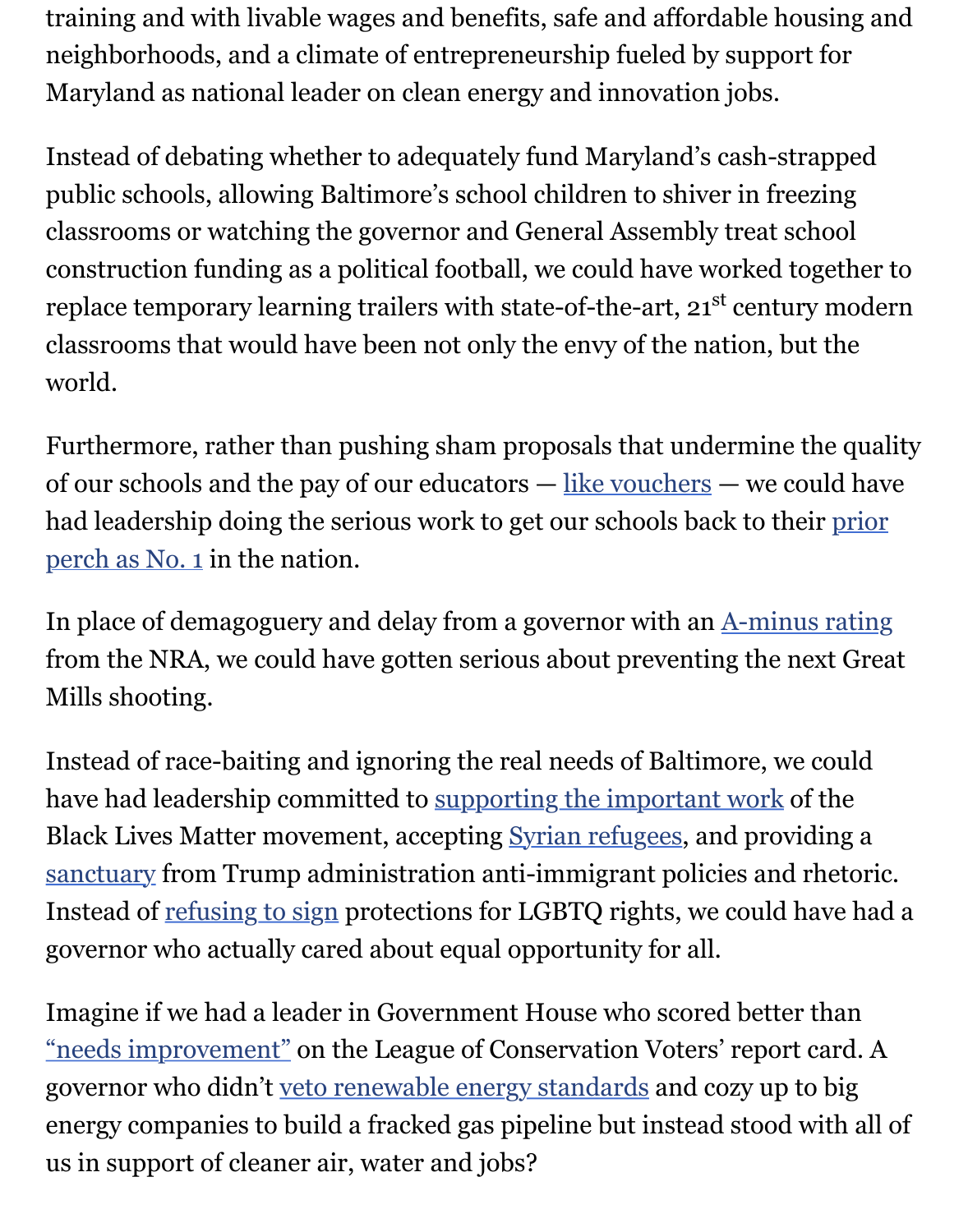training and with livable wages and benefits, safe and affordable housing and neighborhoods, and a climate of entrepreneurship fueled by support for Maryland as national leader on clean energy and innovation jobs.

Instead of debating whether to adequately fund Maryland's cash-strapped public schools, allowing Baltimore's school children to shiver in freezing classrooms or watching the governor and General Assembly treat school construction funding as a political football, we could have worked together to replace temporary learning trailers with state-of-the-art, 21st century modern classrooms that would have been not only the envy of the nation, but the world.

Furthermore, rather than pushing sham proposals that undermine the quality of our schools and the pay of our educators — like vouchers — we could have had leadership doing the serious work to get our schools back to their prior perch as No. 1 in the nation.

In place of demagoguery and delay from a governor with an A-minus rating from the NRA, we could have gotten serious about preventing the next Great Mills shooting.

Instead of race-baiting and ignoring the real needs of Baltimore, we could have had leadership committed to supporting the important work of the Black Lives Matter movement, accepting Syrian refugees, and providing a sanctuary from Trump administration anti-immigrant policies and rhetoric. Instead of refusing to sign protections for LGBTQ rights, we could have had a governor who actually cared about equal opportunity for all.

Imagine if we had a leader in Government House who scored better than "needs improvement" on the League of Conservation Voters' report card. A governor who didn't veto renewable energy standards and cozy up to big energy companies to build a fracked gas pipeline but instead stood with all of us in support of cleaner air, water and jobs?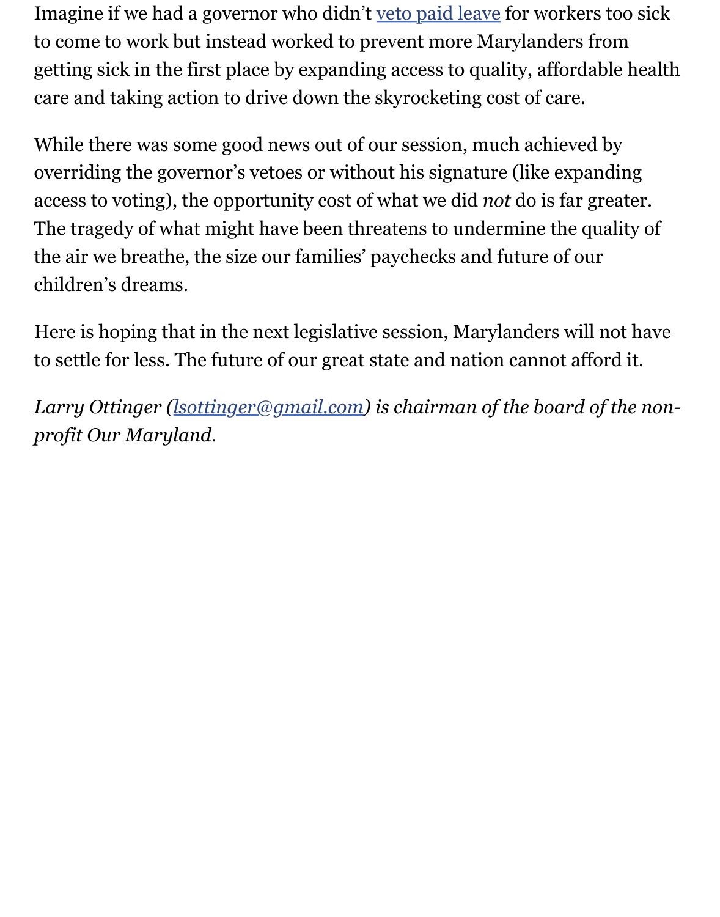Imagine if we had a governor who didn't [veto paid leave] for workers too sick to come to work but instead worked to prevent more Marylanders from getting sick in the first place by expanding access to quality, affordable health care and taking action to drive down the skyrocketing cost of care.

While there was some good news out of our session, much achieved by overriding the governor's vetoes or without his signature (like expanding access to voting), the opportunity cost of what we did *not* do is far greater. The tragedy of what might have been threatens to undermine the quality of the air we breathe, the size our families' paychecks and future of our children's dreams.

Here is hoping that in the next legislative session, Marylanders will not have to settle for less. The future of our great state and nation cannot afford it.

*Larry Ottinger (lsottinger@gmail.com) is chairman of the board of the non-profit Our Maryland.*